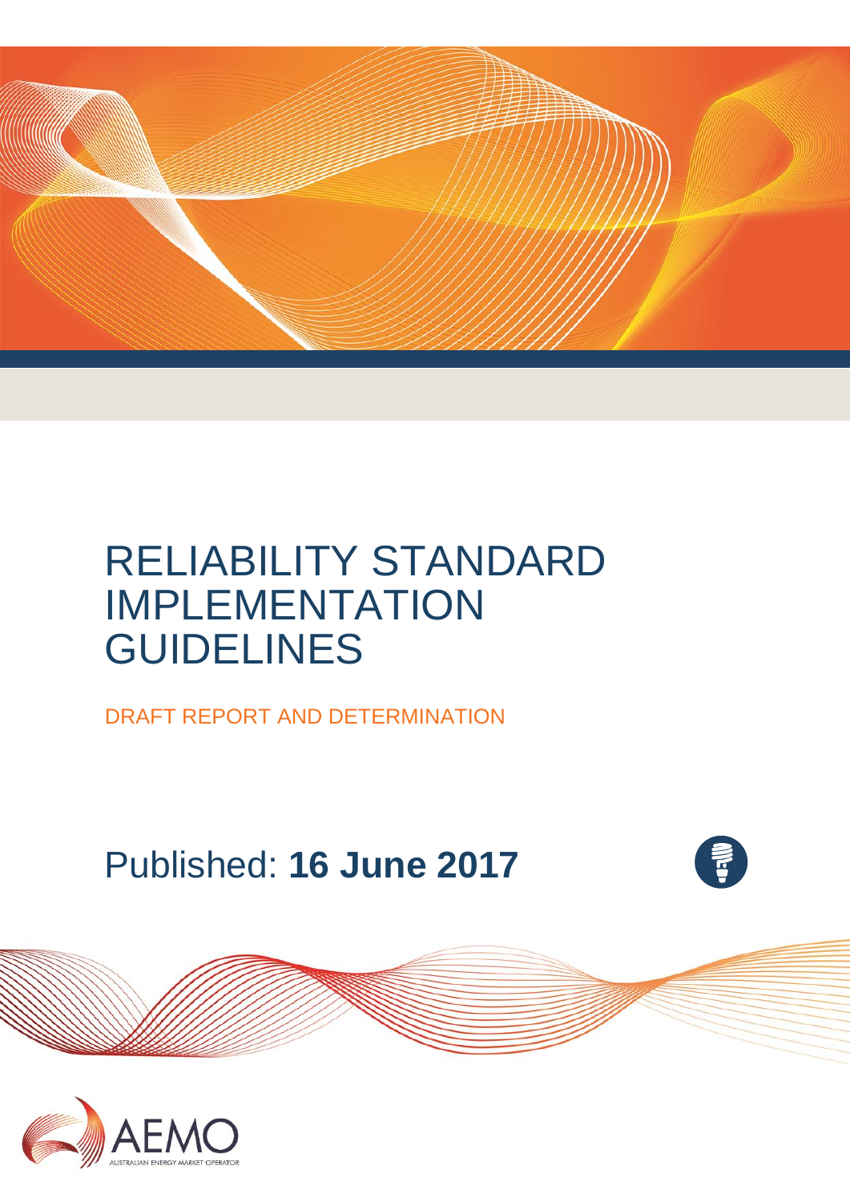# RELIABILITY STANDARD IMPLEMENTATION GUIDELINES

DRAFT REPORT AND DETERMINATION

Published: **16 June 2017**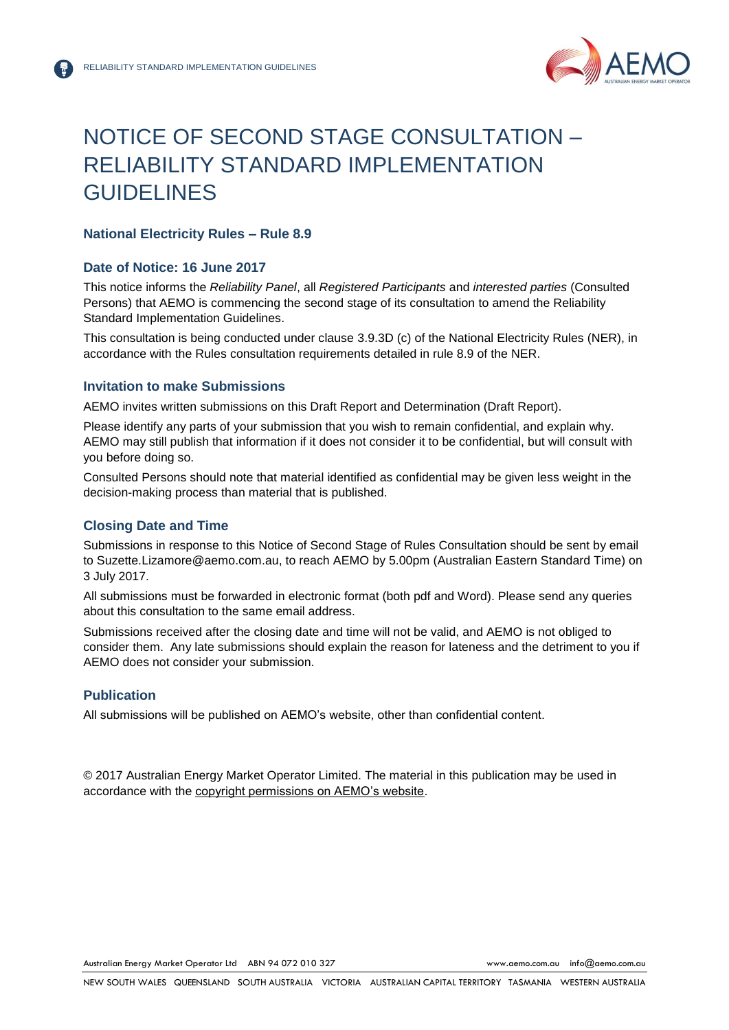# NOTICE OF SECOND STAGE CONSULTATION – RELIABILITY STANDARD IMPLEMENTATION GUIDELINES

### National Electricity Rules – Rule 8.9

### Date of Notice: 16 June 2017

This notice informs the *Reliability Panel*, all *Registered Participants* and *interested parties* (Consulted Persons) that AEMO is commencing the second stage of its consultation to amend the Reliability Standard Implementation Guidelines.

This consultation is being conducted under clause 3.9.3D (c) of the National Electricity Rules (NER), in accordance with the Rules consultation requirements detailed in rule 8.9 of the NER.

### Invitation to make Submissions

AEMO invites written submissions on this Draft Report and Determination (Draft Report).

Please identify any parts of your submission that you wish to remain confidential, and explain why. AEMO may still publish that information if it does not consider it to be confidential, but will consult with you before doing so.

Consulted Persons should note that material identified as confidential may be given less weight in the decision-making process than material that is published.

### Closing Date and Time

Submissions in response to this Notice of Second Stage of Rules Consultation should be sent by email to Suzette.Lizamore@aemo.com.au, to reach AEMO by 5.00pm (Australian Eastern Standard Time) on 3 July 2017.

All submissions must be forwarded in electronic format (both pdf and Word). Please send any queries about this consultation to the same email address.

Submissions received after the closing date and time will not be valid, and AEMO is not obliged to consider them. Any late submissions should explain the reason for lateness and the detriment to you if AEMO does not consider your submission.

### Publication

All submissions will be published on AEMO's website, other than confidential content.

© 2017 Australian Energy Market Operator Limited. The material in this publication may be used in accordance with the copyright permissions on AEMO's website.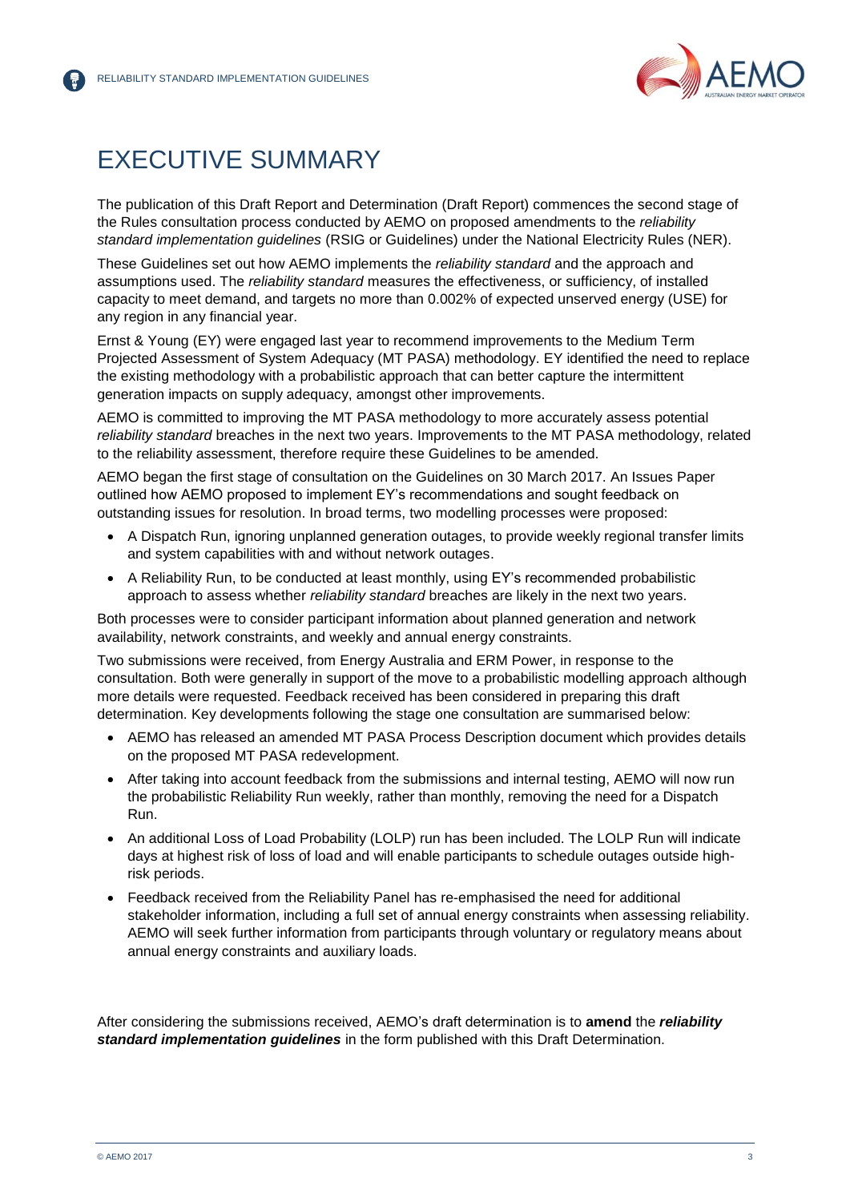# EXECUTIVE SUMMARY

The publication of this Draft Report and Determination (Draft Report) commences the second stage of the Rules consultation process conducted by AEMO on proposed amendments to the *reliability standard implementation guidelines* (RSIG or Guidelines) under the National Electricity Rules (NER).

These Guidelines set out how AEMO implements the *reliability standard* and the approach and assumptions used. The *reliability standard* measures the effectiveness, or sufficiency, of installed capacity to meet demand, and targets no more than 0.002% of expected unserved energy (USE) for any region in any financial year.

Ernst & Young (EY) were engaged last year to recommend improvements to the Medium Term Projected Assessment of System Adequacy (MT PASA) methodology. EY identified the need to replace the existing methodology with a probabilistic approach that can better capture the intermittent generation impacts on supply adequacy, amongst other improvements.

AEMO is committed to improving the MT PASA methodology to more accurately assess potential *reliability standard* breaches in the next two years. Improvements to the MT PASA methodology, related to the reliability assessment, therefore require these Guidelines to be amended.

AEMO began the first stage of consultation on the Guidelines on 30 March 2017. An Issues Paper outlined how AEMO proposed to implement EY's recommendations and sought feedback on outstanding issues for resolution. In broad terms, two modelling processes were proposed:

- A Dispatch Run, ignoring unplanned generation outages, to provide weekly regional transfer limits and system capabilities with and without network outages.
- A Reliability Run, to be conducted at least monthly, using EY's recommended probabilistic approach to assess whether *reliability standard* breaches are likely in the next two years.

Both processes were to consider participant information about planned generation and network availability, network constraints, and weekly and annual energy constraints.

Two submissions were received, from Energy Australia and ERM Power, in response to the consultation. Both were generally in support of the move to a probabilistic modelling approach although more details were requested. Feedback received has been considered in preparing this draft determination. Key developments following the stage one consultation are summarised below:

- AEMO has released an amended MT PASA Process Description document which provides details on the proposed MT PASA redevelopment.
- After taking into account feedback from the submissions and internal testing, AEMO will now run the probabilistic Reliability Run weekly, rather than monthly, removing the need for a Dispatch Run.
- An additional Loss of Load Probability (LOLP) run has been included. The LOLP Run will indicate days at highest risk of loss of load and will enable participants to schedule outages outside high-risk periods.
- Feedback received from the Reliability Panel has re-emphasised the need for additional stakeholder information, including a full set of annual energy constraints when assessing reliability. AEMO will seek further information from participants through voluntary or regulatory means about annual energy constraints and auxiliary loads.

After considering the submissions received, AEMO's draft determination is to **amend** the ***reliability standard implementation guidelines*** in the form published with this Draft Determination.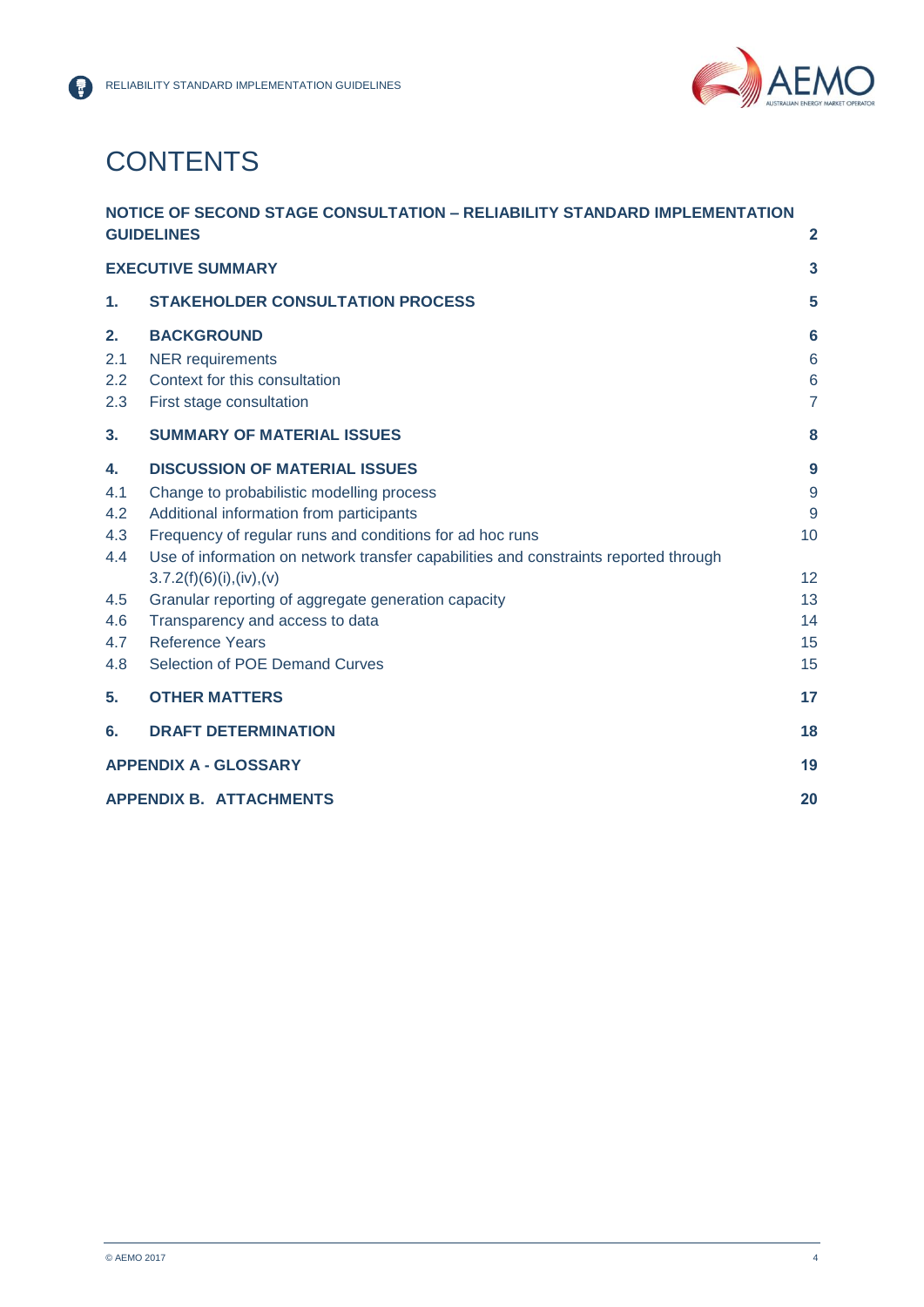# CONTENTS

| | | |
|---|---|---|
| **NOTICE OF SECOND STAGE CONSULTATION – RELIABILITY STANDARD IMPLEMENTATION GUIDELINES** | | **2** |
| **EXECUTIVE SUMMARY** | | **3** |
| **1.** | **STAKEHOLDER CONSULTATION PROCESS** | **5** |
| **2.** | **BACKGROUND** | **6** |
| 2.1 | NER requirements | 6 |
| 2.2 | Context for this consultation | 6 |
| 2.3 | First stage consultation | 7 |
| **3.** | **SUMMARY OF MATERIAL ISSUES** | **8** |
| **4.** | **DISCUSSION OF MATERIAL ISSUES** | **9** |
| 4.1 | Change to probabilistic modelling process | 9 |
| 4.2 | Additional information from participants | 9 |
| 4.3 | Frequency of regular runs and conditions for ad hoc runs | 10 |
| 4.4 | Use of information on network transfer capabilities and constraints reported through 3.7.2(f)(6)(i),(iv),(v) | 12 |
| 4.5 | Granular reporting of aggregate generation capacity | 13 |
| 4.6 | Transparency and access to data | 14 |
| 4.7 | Reference Years | 15 |
| 4.8 | Selection of POE Demand Curves | 15 |
| **5.** | **OTHER MATTERS** | **17** |
| **6.** | **DRAFT DETERMINATION** | **18** |
| **APPENDIX A - GLOSSARY** | | **19** |
| **APPENDIX B. ATTACHMENTS** | | **20** |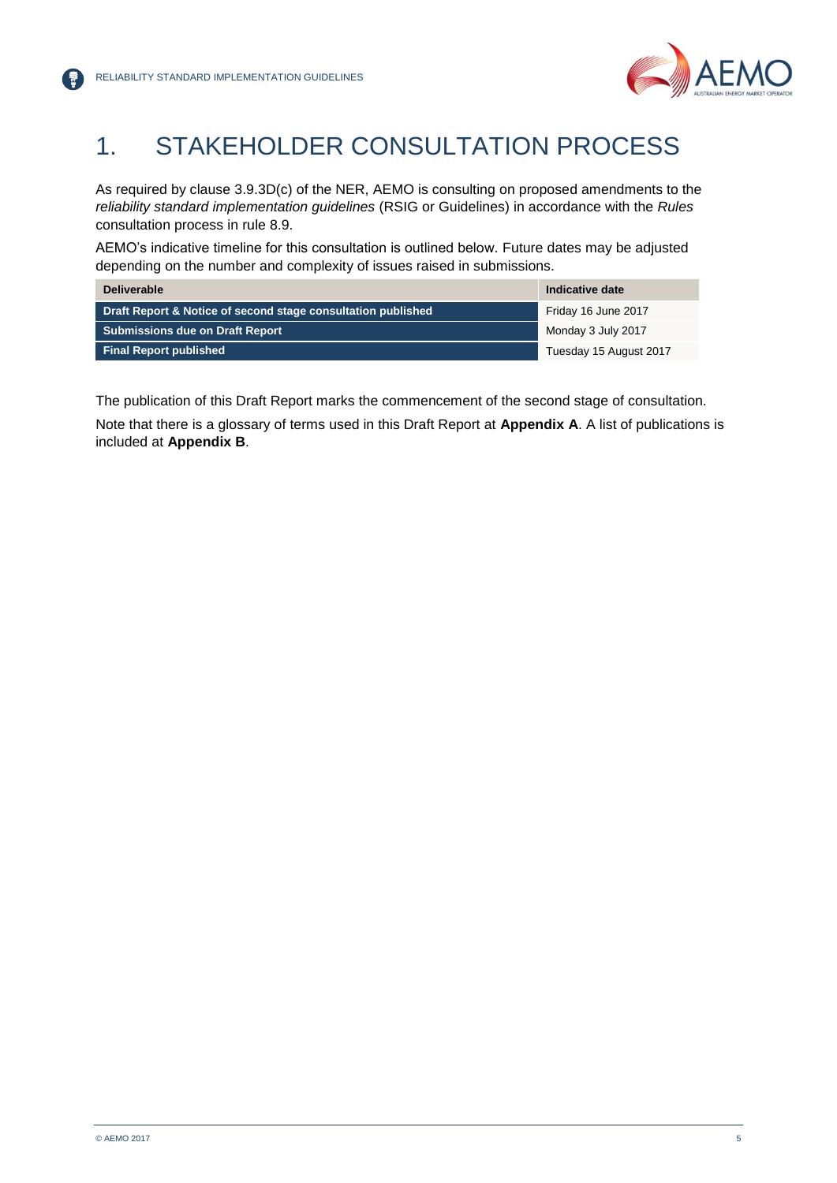# 1. STAKEHOLDER CONSULTATION PROCESS

As required by clause 3.9.3D(c) of the NER, AEMO is consulting on proposed amendments to the *reliability standard implementation guidelines* (RSIG or Guidelines) in accordance with the *Rules* consultation process in rule 8.9.

AEMO's indicative timeline for this consultation is outlined below. Future dates may be adjusted depending on the number and complexity of issues raised in submissions.

| Deliverable | Indicative date |
| --- | --- |
| **Draft Report & Notice of second stage consultation published** | Friday 16 June 2017 |
| **Submissions due on Draft Report** | Monday 3 July 2017 |
| **Final Report published** | Tuesday 15 August 2017 |

The publication of this Draft Report marks the commencement of the second stage of consultation.

Note that there is a glossary of terms used in this Draft Report at **Appendix A**. A list of publications is included at **Appendix B**.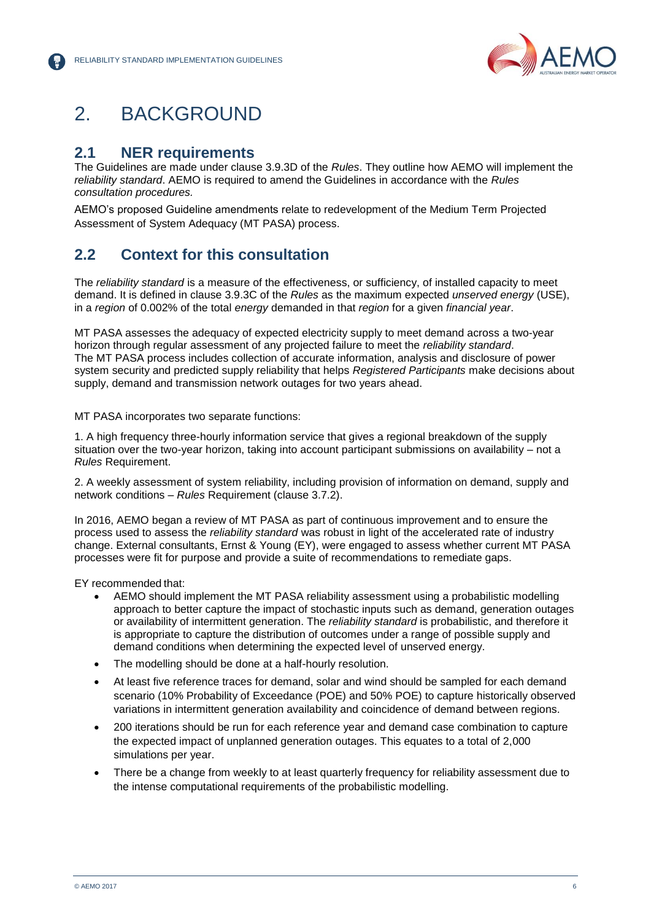# 2. BACKGROUND

## 2.1 NER requirements

The Guidelines are made under clause 3.9.3D of the *Rules*. They outline how AEMO will implement the *reliability standard*. AEMO is required to amend the Guidelines in accordance with the *Rules consultation procedures.*

AEMO's proposed Guideline amendments relate to redevelopment of the Medium Term Projected Assessment of System Adequacy (MT PASA) process.

## 2.2 Context for this consultation

The *reliability standard* is a measure of the effectiveness, or sufficiency, of installed capacity to meet demand. It is defined in clause 3.9.3C of the *Rules* as the maximum expected *unserved energy* (USE), in a *region* of 0.002% of the total *energy* demanded in that *region* for a given *financial year*.

MT PASA assesses the adequacy of expected electricity supply to meet demand across a two-year horizon through regular assessment of any projected failure to meet the *reliability standard*. The MT PASA process includes collection of accurate information, analysis and disclosure of power system security and predicted supply reliability that helps *Registered Participants* make decisions about supply, demand and transmission network outages for two years ahead.

MT PASA incorporates two separate functions:

1. A high frequency three-hourly information service that gives a regional breakdown of the supply situation over the two-year horizon, taking into account participant submissions on availability – not a *Rules* Requirement.

2. A weekly assessment of system reliability, including provision of information on demand, supply and network conditions – *Rules* Requirement (clause 3.7.2).

In 2016, AEMO began a review of MT PASA as part of continuous improvement and to ensure the process used to assess the *reliability standard* was robust in light of the accelerated rate of industry change. External consultants, Ernst & Young (EY), were engaged to assess whether current MT PASA processes were fit for purpose and provide a suite of recommendations to remediate gaps.

EY recommended that:

- AEMO should implement the MT PASA reliability assessment using a probabilistic modelling approach to better capture the impact of stochastic inputs such as demand, generation outages or availability of intermittent generation. The *reliability standard* is probabilistic, and therefore it is appropriate to capture the distribution of outcomes under a range of possible supply and demand conditions when determining the expected level of unserved energy.
- The modelling should be done at a half-hourly resolution.
- At least five reference traces for demand, solar and wind should be sampled for each demand scenario (10% Probability of Exceedance (POE) and 50% POE) to capture historically observed variations in intermittent generation availability and coincidence of demand between regions.
- 200 iterations should be run for each reference year and demand case combination to capture the expected impact of unplanned generation outages. This equates to a total of 2,000 simulations per year.
- There be a change from weekly to at least quarterly frequency for reliability assessment due to the intense computational requirements of the probabilistic modelling.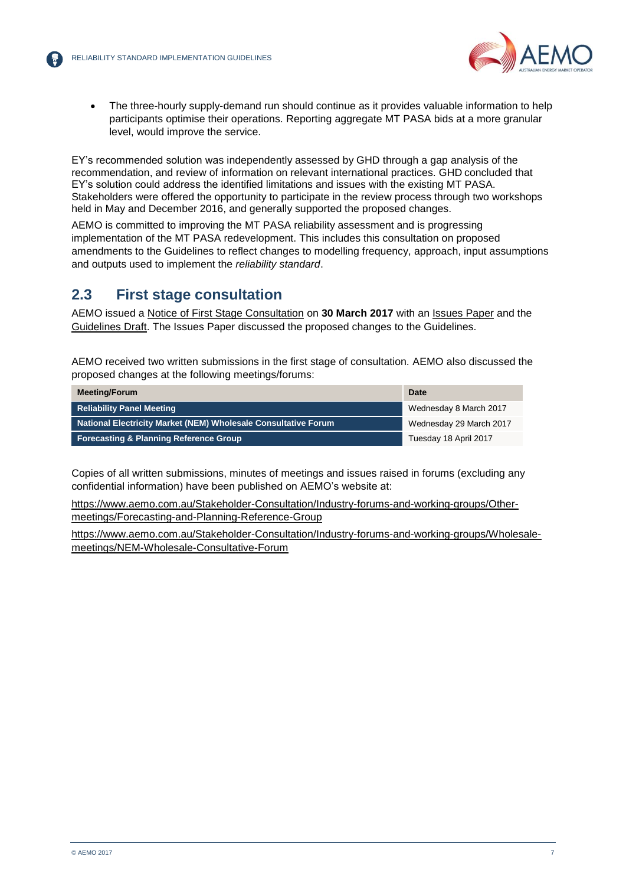- The three-hourly supply-demand run should continue as it provides valuable information to help participants optimise their operations. Reporting aggregate MT PASA bids at a more granular level, would improve the service.

EY's recommended solution was independently assessed by GHD through a gap analysis of the recommendation, and review of information on relevant international practices. GHD concluded that EY's solution could address the identified limitations and issues with the existing MT PASA. Stakeholders were offered the opportunity to participate in the review process through two workshops held in May and December 2016, and generally supported the proposed changes.

AEMO is committed to improving the MT PASA reliability assessment and is progressing implementation of the MT PASA redevelopment. This includes this consultation on proposed amendments to the Guidelines to reflect changes to modelling frequency, approach, input assumptions and outputs used to implement the *reliability standard*.

## 2.3 First stage consultation

AEMO issued a Notice of First Stage Consultation on **30 March 2017** with an Issues Paper and the Guidelines Draft. The Issues Paper discussed the proposed changes to the Guidelines.

AEMO received two written submissions in the first stage of consultation. AEMO also discussed the proposed changes at the following meetings/forums:

| Meeting/Forum | Date |
| --- | --- |
| Reliability Panel Meeting | Wednesday 8 March 2017 |
| National Electricity Market (NEM) Wholesale Consultative Forum | Wednesday 29 March 2017 |
| Forecasting & Planning Reference Group | Tuesday 18 April 2017 |

Copies of all written submissions, minutes of meetings and issues raised in forums (excluding any confidential information) have been published on AEMO's website at:

https://www.aemo.com.au/Stakeholder-Consultation/Industry-forums-and-working-groups/Other-meetings/Forecasting-and-Planning-Reference-Group

https://www.aemo.com.au/Stakeholder-Consultation/Industry-forums-and-working-groups/Wholesale-meetings/NEM-Wholesale-Consultative-Forum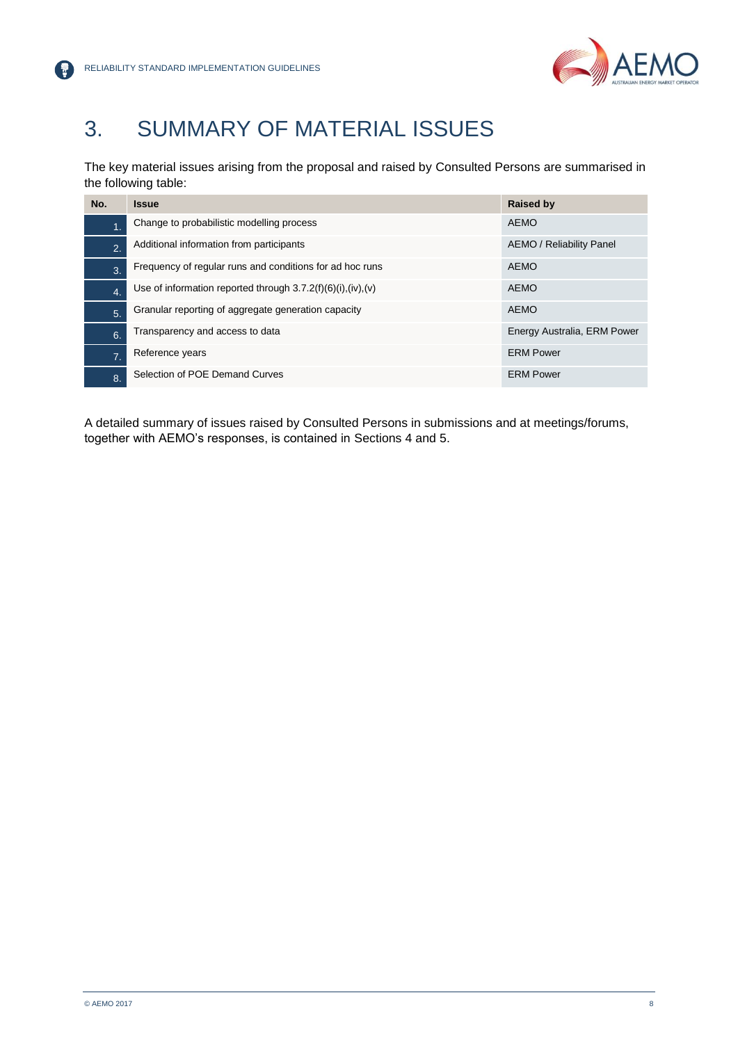# 3. SUMMARY OF MATERIAL ISSUES

The key material issues arising from the proposal and raised by Consulted Persons are summarised in the following table:

| No. | Issue | Raised by |
|---|---|---|
| 1. | Change to probabilistic modelling process | AEMO |
| 2. | Additional information from participants | AEMO / Reliability Panel |
| 3. | Frequency of regular runs and conditions for ad hoc runs | AEMO |
| 4. | Use of information reported through 3.7.2(f)(6)(i),(iv),(v) | AEMO |
| 5. | Granular reporting of aggregate generation capacity | AEMO |
| 6. | Transparency and access to data | Energy Australia, ERM Power |
| 7. | Reference years | ERM Power |
| 8. | Selection of POE Demand Curves | ERM Power |

A detailed summary of issues raised by Consulted Persons in submissions and at meetings/forums, together with AEMO's responses, is contained in Sections 4 and 5.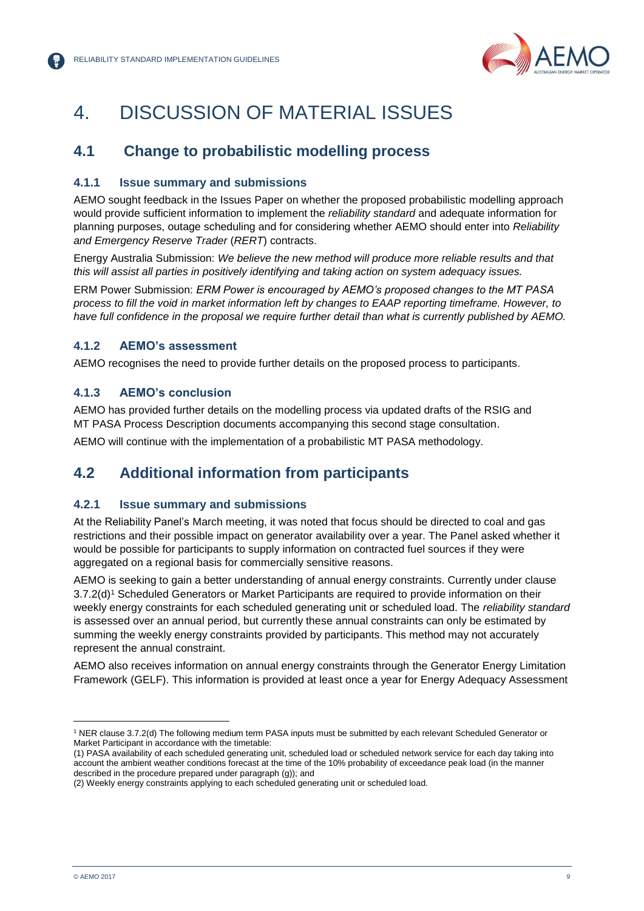# 4. DISCUSSION OF MATERIAL ISSUES

## 4.1 Change to probabilistic modelling process

### 4.1.1 Issue summary and submissions

AEMO sought feedback in the Issues Paper on whether the proposed probabilistic modelling approach would provide sufficient information to implement the *reliability standard* and adequate information for planning purposes, outage scheduling and for considering whether AEMO should enter into *Reliability and Emergency Reserve Trader* (*RERT*) contracts.

Energy Australia Submission: *We believe the new method will produce more reliable results and that this will assist all parties in positively identifying and taking action on system adequacy issues.*

ERM Power Submission: *ERM Power is encouraged by AEMO's proposed changes to the MT PASA process to fill the void in market information left by changes to EAAP reporting timeframe. However, to have full confidence in the proposal we require further detail than what is currently published by AEMO.*

### 4.1.2 AEMO's assessment

AEMO recognises the need to provide further details on the proposed process to participants.

### 4.1.3 AEMO's conclusion

AEMO has provided further details on the modelling process via updated drafts of the RSIG and MT PASA Process Description documents accompanying this second stage consultation.

AEMO will continue with the implementation of a probabilistic MT PASA methodology.

## 4.2 Additional information from participants

### 4.2.1 Issue summary and submissions

At the Reliability Panel's March meeting, it was noted that focus should be directed to coal and gas restrictions and their possible impact on generator availability over a year. The Panel asked whether it would be possible for participants to supply information on contracted fuel sources if they were aggregated on a regional basis for commercially sensitive reasons.

AEMO is seeking to gain a better understanding of annual energy constraints. Currently under clause 3.7.2(d)[1] Scheduled Generators or Market Participants are required to provide information on their weekly energy constraints for each scheduled generating unit or scheduled load. The *reliability standard* is assessed over an annual period, but currently these annual constraints can only be estimated by summing the weekly energy constraints provided by participants. This method may not accurately represent the annual constraint.

AEMO also receives information on annual energy constraints through the Generator Energy Limitation Framework (GELF). This information is provided at least once a year for Energy Adequacy Assessment

---

[1] NER clause 3.7.2(d) The following medium term PASA inputs must be submitted by each relevant Scheduled Generator or Market Participant in accordance with the timetable:

(1) PASA availability of each scheduled generating unit, scheduled load or scheduled network service for each day taking into account the ambient weather conditions forecast at the time of the 10% probability of exceedance peak load (in the manner described in the procedure prepared under paragraph (g)); and

(2) Weekly energy constraints applying to each scheduled generating unit or scheduled load.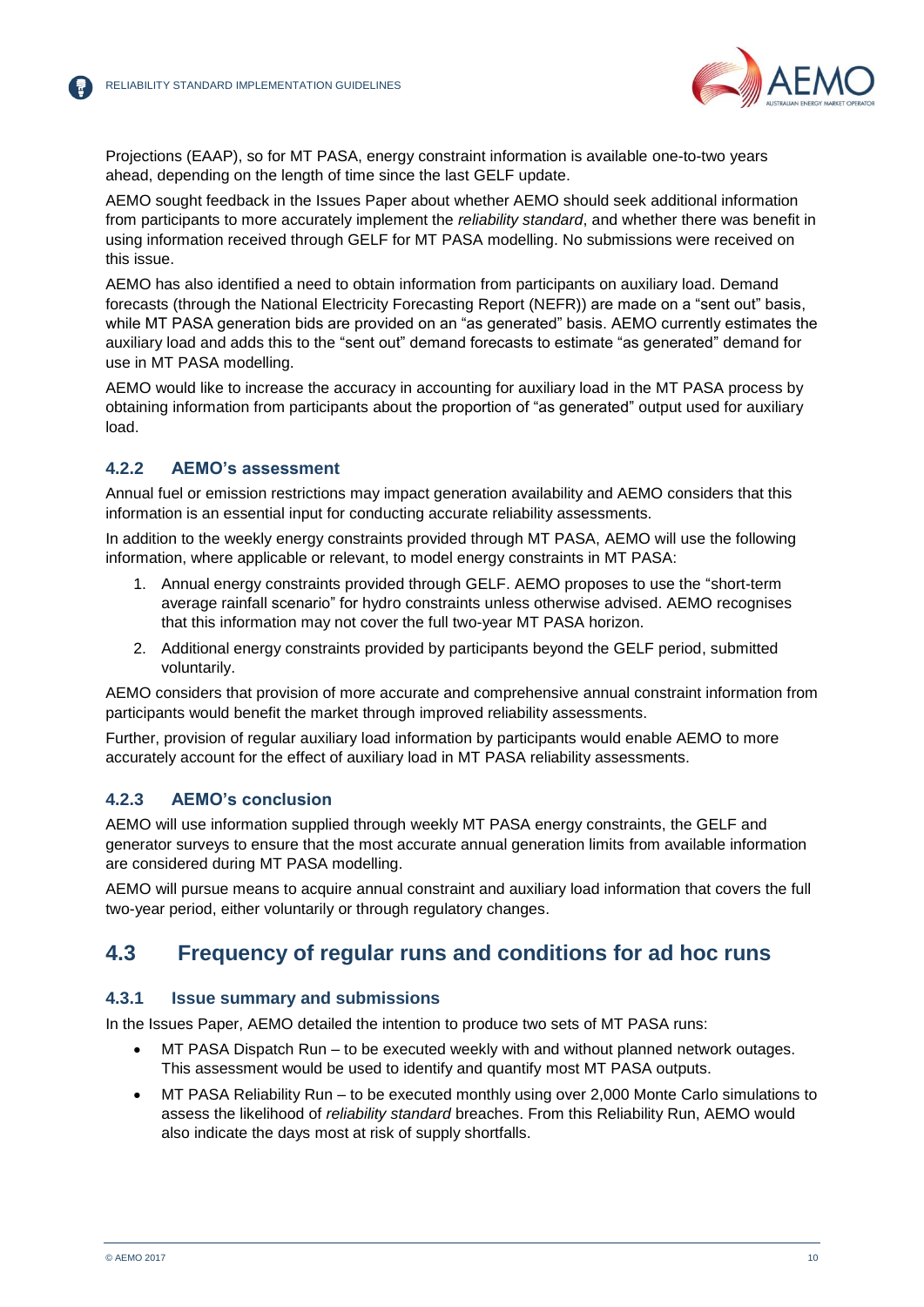Projections (EAAP), so for MT PASA, energy constraint information is available one-to-two years ahead, depending on the length of time since the last GELF update.

AEMO sought feedback in the Issues Paper about whether AEMO should seek additional information from participants to more accurately implement the *reliability standard*, and whether there was benefit in using information received through GELF for MT PASA modelling. No submissions were received on this issue.

AEMO has also identified a need to obtain information from participants on auxiliary load. Demand forecasts (through the National Electricity Forecasting Report (NEFR)) are made on a "sent out" basis, while MT PASA generation bids are provided on an "as generated" basis. AEMO currently estimates the auxiliary load and adds this to the "sent out" demand forecasts to estimate "as generated" demand for use in MT PASA modelling.

AEMO would like to increase the accuracy in accounting for auxiliary load in the MT PASA process by obtaining information from participants about the proportion of "as generated" output used for auxiliary load.

### 4.2.2 AEMO's assessment

Annual fuel or emission restrictions may impact generation availability and AEMO considers that this information is an essential input for conducting accurate reliability assessments.

In addition to the weekly energy constraints provided through MT PASA, AEMO will use the following information, where applicable or relevant, to model energy constraints in MT PASA:

1. Annual energy constraints provided through GELF. AEMO proposes to use the "short-term average rainfall scenario" for hydro constraints unless otherwise advised. AEMO recognises that this information may not cover the full two-year MT PASA horizon.
2. Additional energy constraints provided by participants beyond the GELF period, submitted voluntarily.

AEMO considers that provision of more accurate and comprehensive annual constraint information from participants would benefit the market through improved reliability assessments.

Further, provision of regular auxiliary load information by participants would enable AEMO to more accurately account for the effect of auxiliary load in MT PASA reliability assessments.

### 4.2.3 AEMO's conclusion

AEMO will use information supplied through weekly MT PASA energy constraints, the GELF and generator surveys to ensure that the most accurate annual generation limits from available information are considered during MT PASA modelling.

AEMO will pursue means to acquire annual constraint and auxiliary load information that covers the full two-year period, either voluntarily or through regulatory changes.

## 4.3 Frequency of regular runs and conditions for ad hoc runs

### 4.3.1 Issue summary and submissions

In the Issues Paper, AEMO detailed the intention to produce two sets of MT PASA runs:

- MT PASA Dispatch Run – to be executed weekly with and without planned network outages. This assessment would be used to identify and quantify most MT PASA outputs.
- MT PASA Reliability Run – to be executed monthly using over 2,000 Monte Carlo simulations to assess the likelihood of *reliability standard* breaches. From this Reliability Run, AEMO would also indicate the days most at risk of supply shortfalls.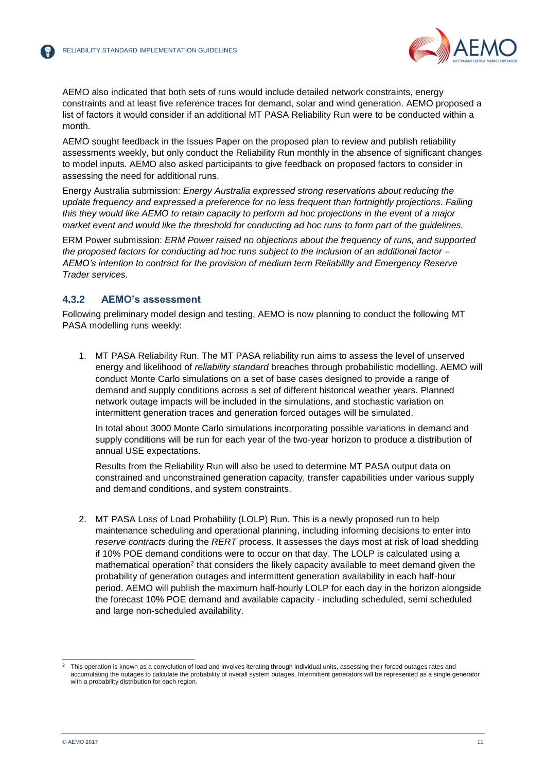AEMO also indicated that both sets of runs would include detailed network constraints, energy constraints and at least five reference traces for demand, solar and wind generation. AEMO proposed a list of factors it would consider if an additional MT PASA Reliability Run were to be conducted within a month.

AEMO sought feedback in the Issues Paper on the proposed plan to review and publish reliability assessments weekly, but only conduct the Reliability Run monthly in the absence of significant changes to model inputs. AEMO also asked participants to give feedback on proposed factors to consider in assessing the need for additional runs.

Energy Australia submission: *Energy Australia expressed strong reservations about reducing the update frequency and expressed a preference for no less frequent than fortnightly projections. Failing this they would like AEMO to retain capacity to perform ad hoc projections in the event of a major market event and would like the threshold for conducting ad hoc runs to form part of the guidelines.*

ERM Power submission: *ERM Power raised no objections about the frequency of runs, and supported the proposed factors for conducting ad hoc runs subject to the inclusion of an additional factor – AEMO's intention to contract for the provision of medium term Reliability and Emergency Reserve Trader services.*

### 4.3.2 AEMO's assessment

Following preliminary model design and testing, AEMO is now planning to conduct the following MT PASA modelling runs weekly:

1. MT PASA Reliability Run. The MT PASA reliability run aims to assess the level of unserved energy and likelihood of *reliability standard* breaches through probabilistic modelling. AEMO will conduct Monte Carlo simulations on a set of base cases designed to provide a range of demand and supply conditions across a set of different historical weather years. Planned network outage impacts will be included in the simulations, and stochastic variation on intermittent generation traces and generation forced outages will be simulated.

   In total about 3000 Monte Carlo simulations incorporating possible variations in demand and supply conditions will be run for each year of the two-year horizon to produce a distribution of annual USE expectations.

   Results from the Reliability Run will also be used to determine MT PASA output data on constrained and unconstrained generation capacity, transfer capabilities under various supply and demand conditions, and system constraints.

2. MT PASA Loss of Load Probability (LOLP) Run. This is a newly proposed run to help maintenance scheduling and operational planning, including informing decisions to enter into *reserve contracts* during the *RERT* process. It assesses the days most at risk of load shedding if 10% POE demand conditions were to occur on that day. The LOLP is calculated using a mathematical operation[2] that considers the likely capacity available to meet demand given the probability of generation outages and intermittent generation availability in each half-hour period. AEMO will publish the maximum half-hourly LOLP for each day in the horizon alongside the forecast 10% POE demand and available capacity - including scheduled, semi scheduled and large non-scheduled availability.

---

[2] This operation is known as a convolution of load and involves iterating through individual units, assessing their forced outages rates and accumulating the outages to calculate the probability of overall system outages. Intermittent generators will be represented as a single generator with a probability distribution for each region.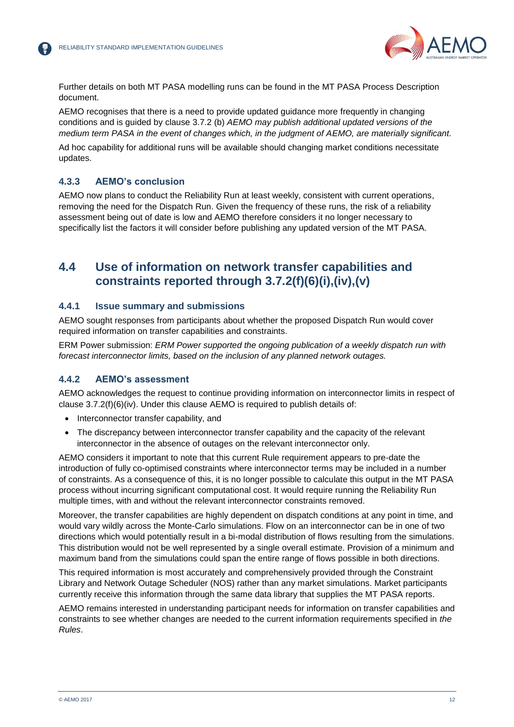Further details on both MT PASA modelling runs can be found in the MT PASA Process Description document.

AEMO recognises that there is a need to provide updated guidance more frequently in changing conditions and is guided by clause 3.7.2 (b) *AEMO may publish additional updated versions of the medium term PASA in the event of changes which, in the judgment of AEMO, are materially significant.*

Ad hoc capability for additional runs will be available should changing market conditions necessitate updates.

### 4.3.3 AEMO's conclusion

AEMO now plans to conduct the Reliability Run at least weekly, consistent with current operations, removing the need for the Dispatch Run. Given the frequency of these runs, the risk of a reliability assessment being out of date is low and AEMO therefore considers it no longer necessary to specifically list the factors it will consider before publishing any updated version of the MT PASA.

## 4.4 Use of information on network transfer capabilities and constraints reported through 3.7.2(f)(6)(i),(iv),(v)

### 4.4.1 Issue summary and submissions

AEMO sought responses from participants about whether the proposed Dispatch Run would cover required information on transfer capabilities and constraints.

ERM Power submission: *ERM Power supported the ongoing publication of a weekly dispatch run with forecast interconnector limits, based on the inclusion of any planned network outages.*

### 4.4.2 AEMO's assessment

AEMO acknowledges the request to continue providing information on interconnector limits in respect of clause 3.7.2(f)(6)(iv). Under this clause AEMO is required to publish details of:

- Interconnector transfer capability, and
- The discrepancy between interconnector transfer capability and the capacity of the relevant interconnector in the absence of outages on the relevant interconnector only.

AEMO considers it important to note that this current Rule requirement appears to pre-date the introduction of fully co-optimised constraints where interconnector terms may be included in a number of constraints. As a consequence of this, it is no longer possible to calculate this output in the MT PASA process without incurring significant computational cost. It would require running the Reliability Run multiple times, with and without the relevant interconnector constraints removed.

Moreover, the transfer capabilities are highly dependent on dispatch conditions at any point in time, and would vary wildly across the Monte-Carlo simulations. Flow on an interconnector can be in one of two directions which would potentially result in a bi-modal distribution of flows resulting from the simulations. This distribution would not be well represented by a single overall estimate. Provision of a minimum and maximum band from the simulations could span the entire range of flows possible in both directions.

This required information is most accurately and comprehensively provided through the Constraint Library and Network Outage Scheduler (NOS) rather than any market simulations. Market participants currently receive this information through the same data library that supplies the MT PASA reports.

AEMO remains interested in understanding participant needs for information on transfer capabilities and constraints to see whether changes are needed to the current information requirements specified in *the Rules*.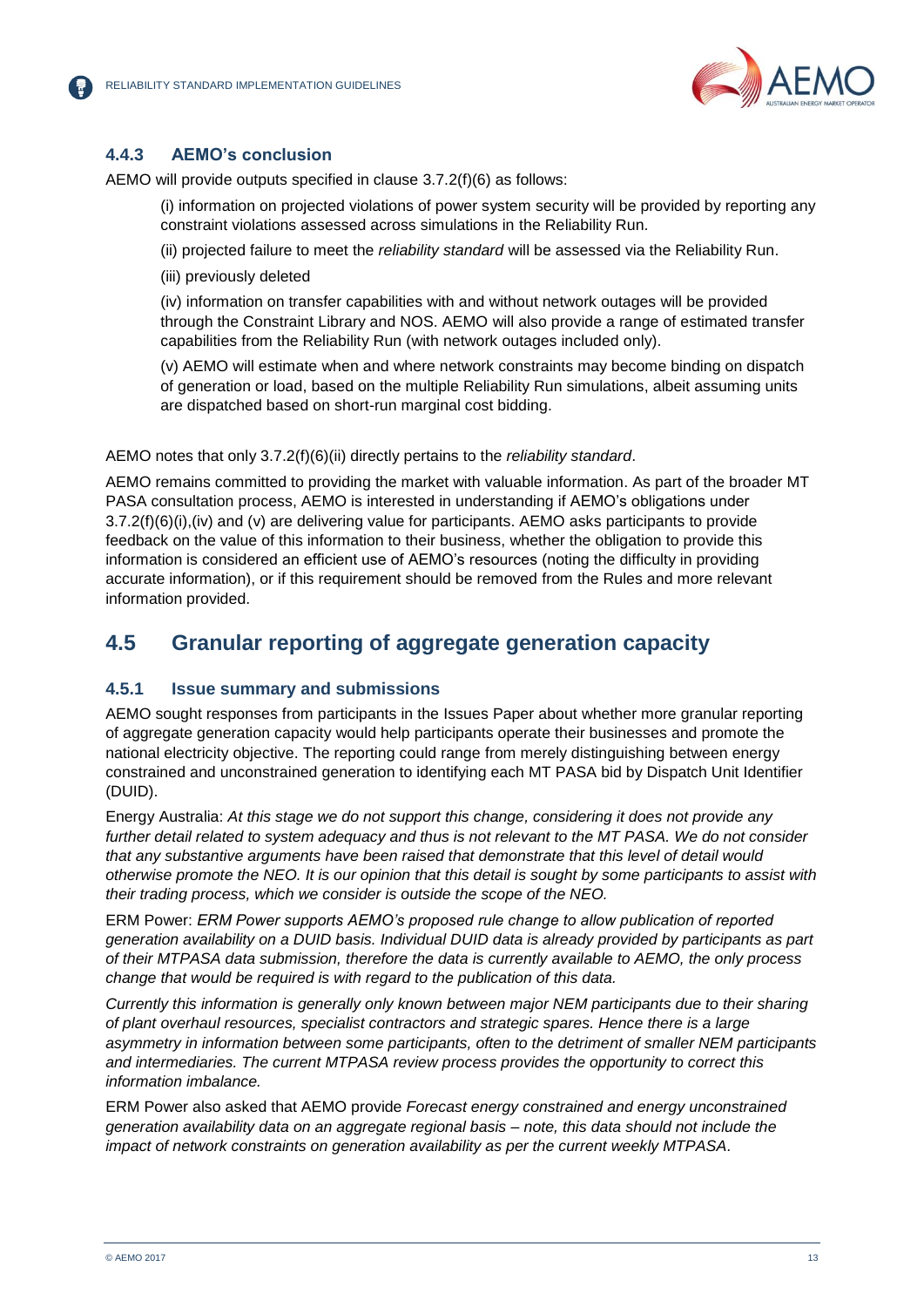### 4.4.3 AEMO's conclusion

AEMO will provide outputs specified in clause 3.7.2(f)(6) as follows:

(i) information on projected violations of power system security will be provided by reporting any constraint violations assessed across simulations in the Reliability Run.

(ii) projected failure to meet the *reliability standard* will be assessed via the Reliability Run.

(iii) previously deleted

(iv) information on transfer capabilities with and without network outages will be provided through the Constraint Library and NOS. AEMO will also provide a range of estimated transfer capabilities from the Reliability Run (with network outages included only).

(v) AEMO will estimate when and where network constraints may become binding on dispatch of generation or load, based on the multiple Reliability Run simulations, albeit assuming units are dispatched based on short-run marginal cost bidding.

AEMO notes that only 3.7.2(f)(6)(ii) directly pertains to the *reliability standard*.

AEMO remains committed to providing the market with valuable information. As part of the broader MT PASA consultation process, AEMO is interested in understanding if AEMO's obligations under 3.7.2(f)(6)(i),(iv) and (v) are delivering value for participants. AEMO asks participants to provide feedback on the value of this information to their business, whether the obligation to provide this information is considered an efficient use of AEMO's resources (noting the difficulty in providing accurate information), or if this requirement should be removed from the Rules and more relevant information provided.

## 4.5 Granular reporting of aggregate generation capacity

### 4.5.1 Issue summary and submissions

AEMO sought responses from participants in the Issues Paper about whether more granular reporting of aggregate generation capacity would help participants operate their businesses and promote the national electricity objective. The reporting could range from merely distinguishing between energy constrained and unconstrained generation to identifying each MT PASA bid by Dispatch Unit Identifier (DUID).

Energy Australia: *At this stage we do not support this change, considering it does not provide any further detail related to system adequacy and thus is not relevant to the MT PASA. We do not consider that any substantive arguments have been raised that demonstrate that this level of detail would otherwise promote the NEO. It is our opinion that this detail is sought by some participants to assist with their trading process, which we consider is outside the scope of the NEO.*

ERM Power: *ERM Power supports AEMO's proposed rule change to allow publication of reported generation availability on a DUID basis. Individual DUID data is already provided by participants as part of their MTPASA data submission, therefore the data is currently available to AEMO, the only process change that would be required is with regard to the publication of this data.*

*Currently this information is generally only known between major NEM participants due to their sharing of plant overhaul resources, specialist contractors and strategic spares. Hence there is a large asymmetry in information between some participants, often to the detriment of smaller NEM participants and intermediaries. The current MTPASA review process provides the opportunity to correct this information imbalance.*

ERM Power also asked that AEMO provide *Forecast energy constrained and energy unconstrained generation availability data on an aggregate regional basis – note, this data should not include the impact of network constraints on generation availability as per the current weekly MTPASA.*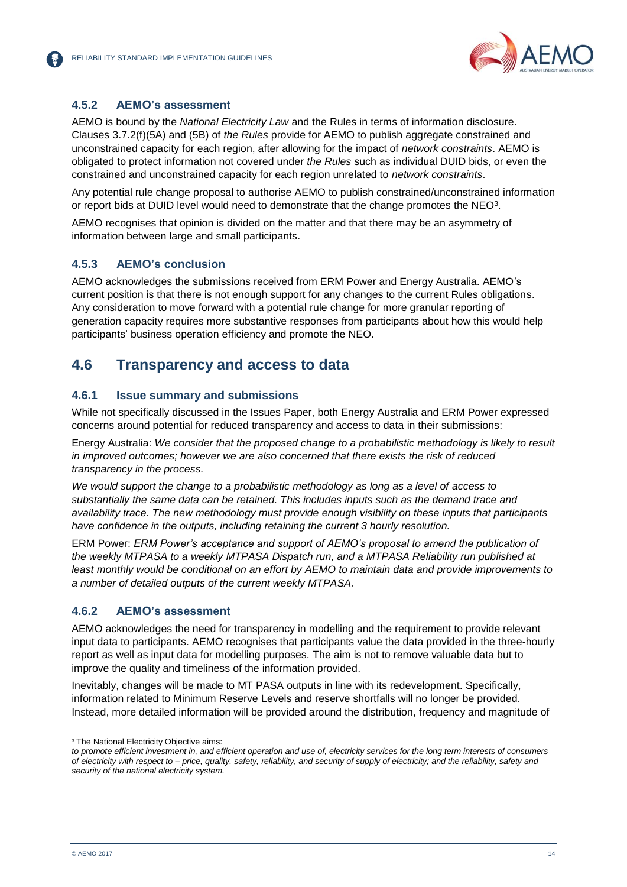### 4.5.2 AEMO's assessment

AEMO is bound by the *National Electricity Law* and the Rules in terms of information disclosure. Clauses 3.7.2(f)(5A) and (5B) of *the Rules* provide for AEMO to publish aggregate constrained and unconstrained capacity for each region, after allowing for the impact of *network constraints*. AEMO is obligated to protect information not covered under *the Rules* such as individual DUID bids, or even the constrained and unconstrained capacity for each region unrelated to *network constraints*.

Any potential rule change proposal to authorise AEMO to publish constrained/unconstrained information or report bids at DUID level would need to demonstrate that the change promotes the NEO[3].

AEMO recognises that opinion is divided on the matter and that there may be an asymmetry of information between large and small participants.

### 4.5.3 AEMO's conclusion

AEMO acknowledges the submissions received from ERM Power and Energy Australia. AEMO's current position is that there is not enough support for any changes to the current Rules obligations. Any consideration to move forward with a potential rule change for more granular reporting of generation capacity requires more substantive responses from participants about how this would help participants' business operation efficiency and promote the NEO.

## 4.6 Transparency and access to data

### 4.6.1 Issue summary and submissions

While not specifically discussed in the Issues Paper, both Energy Australia and ERM Power expressed concerns around potential for reduced transparency and access to data in their submissions:

Energy Australia: *We consider that the proposed change to a probabilistic methodology is likely to result in improved outcomes; however we are also concerned that there exists the risk of reduced transparency in the process.*

*We would support the change to a probabilistic methodology as long as a level of access to substantially the same data can be retained. This includes inputs such as the demand trace and availability trace. The new methodology must provide enough visibility on these inputs that participants have confidence in the outputs, including retaining the current 3 hourly resolution.*

ERM Power: *ERM Power's acceptance and support of AEMO's proposal to amend the publication of the weekly MTPASA to a weekly MTPASA Dispatch run, and a MTPASA Reliability run published at least monthly would be conditional on an effort by AEMO to maintain data and provide improvements to a number of detailed outputs of the current weekly MTPASA.*

### 4.6.2 AEMO's assessment

AEMO acknowledges the need for transparency in modelling and the requirement to provide relevant input data to participants. AEMO recognises that participants value the data provided in the three-hourly report as well as input data for modelling purposes. The aim is not to remove valuable data but to improve the quality and timeliness of the information provided.

Inevitably, changes will be made to MT PASA outputs in line with its redevelopment. Specifically, information related to Minimum Reserve Levels and reserve shortfalls will no longer be provided. Instead, more detailed information will be provided around the distribution, frequency and magnitude of

---

[3] The National Electricity Objective aims:
*to promote efficient investment in, and efficient operation and use of, electricity services for the long term interests of consumers of electricity with respect to – price, quality, safety, reliability, and security of supply of electricity; and the reliability, safety and security of the national electricity system.*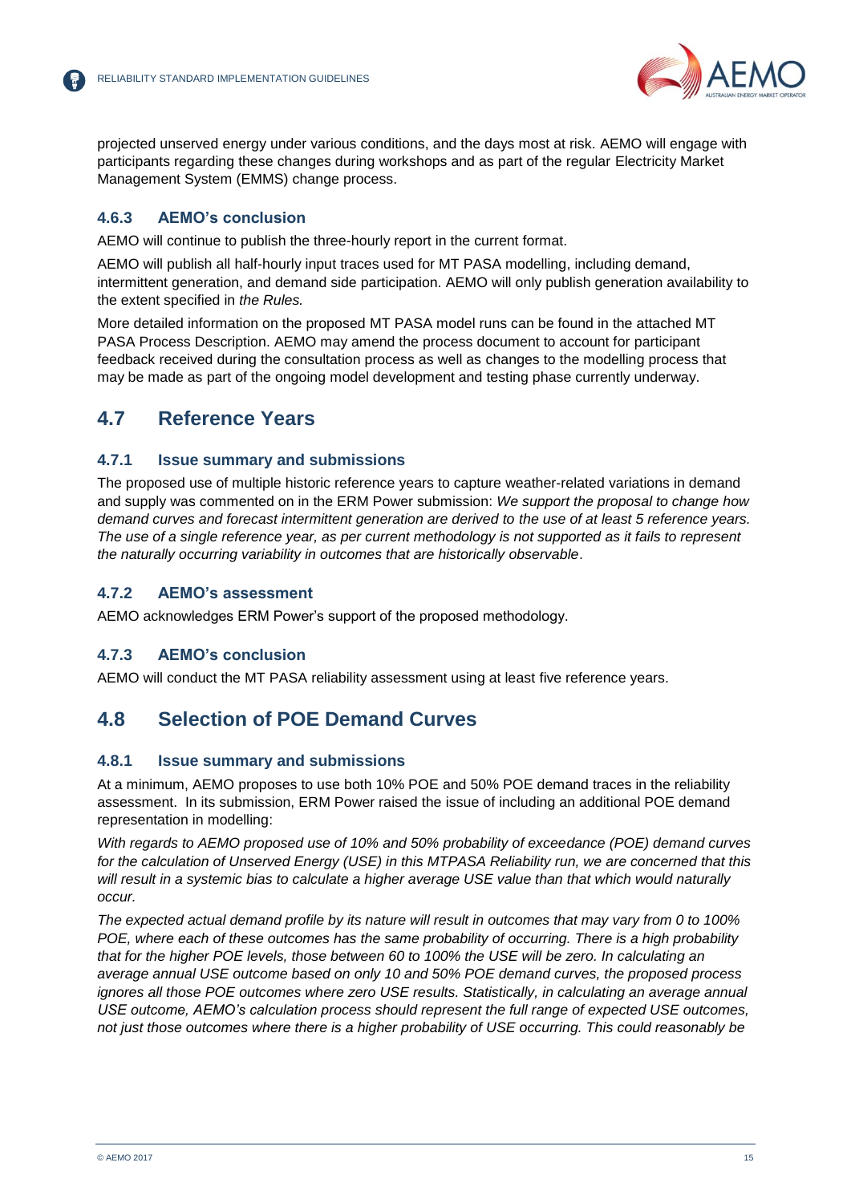projected unserved energy under various conditions, and the days most at risk. AEMO will engage with participants regarding these changes during workshops and as part of the regular Electricity Market Management System (EMMS) change process.

### 4.6.3 AEMO's conclusion

AEMO will continue to publish the three-hourly report in the current format.

AEMO will publish all half-hourly input traces used for MT PASA modelling, including demand, intermittent generation, and demand side participation. AEMO will only publish generation availability to the extent specified in *the Rules.*

More detailed information on the proposed MT PASA model runs can be found in the attached MT PASA Process Description. AEMO may amend the process document to account for participant feedback received during the consultation process as well as changes to the modelling process that may be made as part of the ongoing model development and testing phase currently underway.

## 4.7 Reference Years

### 4.7.1 Issue summary and submissions

The proposed use of multiple historic reference years to capture weather-related variations in demand and supply was commented on in the ERM Power submission: *We support the proposal to change how demand curves and forecast intermittent generation are derived to the use of at least 5 reference years. The use of a single reference year, as per current methodology is not supported as it fails to represent the naturally occurring variability in outcomes that are historically observable*.

### 4.7.2 AEMO's assessment

AEMO acknowledges ERM Power's support of the proposed methodology.

### 4.7.3 AEMO's conclusion

AEMO will conduct the MT PASA reliability assessment using at least five reference years.

## 4.8 Selection of POE Demand Curves

### 4.8.1 Issue summary and submissions

At a minimum, AEMO proposes to use both 10% POE and 50% POE demand traces in the reliability assessment. In its submission, ERM Power raised the issue of including an additional POE demand representation in modelling:

*With regards to AEMO proposed use of 10% and 50% probability of exceedance (POE) demand curves for the calculation of Unserved Energy (USE) in this MTPASA Reliability run, we are concerned that this will result in a systemic bias to calculate a higher average USE value than that which would naturally occur.*

*The expected actual demand profile by its nature will result in outcomes that may vary from 0 to 100% POE, where each of these outcomes has the same probability of occurring. There is a high probability that for the higher POE levels, those between 60 to 100% the USE will be zero. In calculating an average annual USE outcome based on only 10 and 50% POE demand curves, the proposed process ignores all those POE outcomes where zero USE results. Statistically, in calculating an average annual USE outcome, AEMO's calculation process should represent the full range of expected USE outcomes, not just those outcomes where there is a higher probability of USE occurring. This could reasonably be*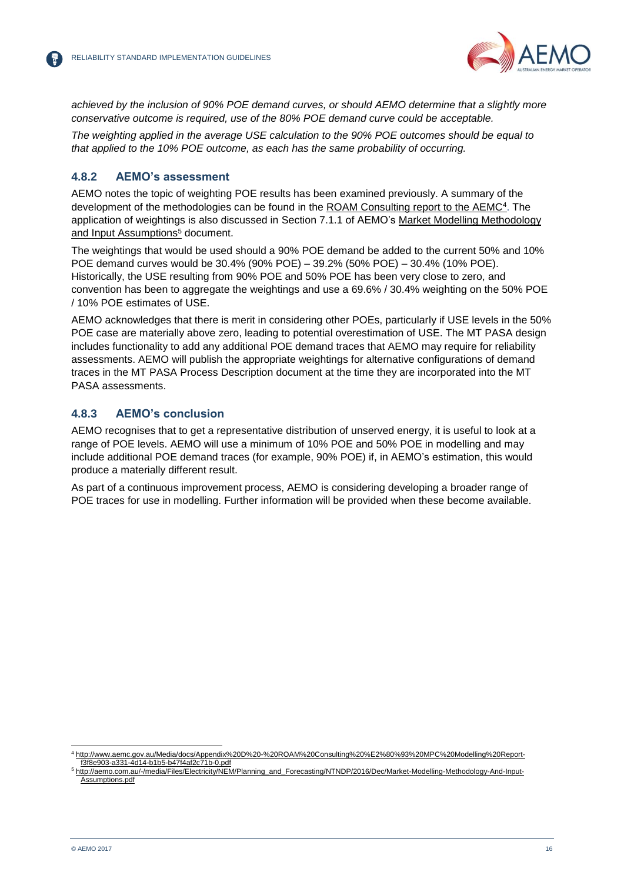*achieved by the inclusion of 90% POE demand curves, or should AEMO determine that a slightly more conservative outcome is required, use of the 80% POE demand curve could be acceptable.*

*The weighting applied in the average USE calculation to the 90% POE outcomes should be equal to that applied to the 10% POE outcome, as each has the same probability of occurring.*

### 4.8.2 AEMO's assessment

AEMO notes the topic of weighting POE results has been examined previously. A summary of the development of the methodologies can be found in the ROAM Consulting report to the AEMC[4]. The application of weightings is also discussed in Section 7.1.1 of AEMO's Market Modelling Methodology and Input Assumptions[5] document.

The weightings that would be used should a 90% POE demand be added to the current 50% and 10% POE demand curves would be 30.4% (90% POE) – 39.2% (50% POE) – 30.4% (10% POE). Historically, the USE resulting from 90% POE and 50% POE has been very close to zero, and convention has been to aggregate the weightings and use a 69.6% / 30.4% weighting on the 50% POE / 10% POE estimates of USE.

AEMO acknowledges that there is merit in considering other POEs, particularly if USE levels in the 50% POE case are materially above zero, leading to potential overestimation of USE. The MT PASA design includes functionality to add any additional POE demand traces that AEMO may require for reliability assessments. AEMO will publish the appropriate weightings for alternative configurations of demand traces in the MT PASA Process Description document at the time they are incorporated into the MT PASA assessments.

### 4.8.3 AEMO's conclusion

AEMO recognises that to get a representative distribution of unserved energy, it is useful to look at a range of POE levels. AEMO will use a minimum of 10% POE and 50% POE in modelling and may include additional POE demand traces (for example, 90% POE) if, in AEMO's estimation, this would produce a materially different result.

As part of a continuous improvement process, AEMO is considering developing a broader range of POE traces for use in modelling. Further information will be provided when these become available.

[4] http://www.aemc.gov.au/Media/docs/Appendix%20D%20-%20ROAM%20Consulting%20%E2%80%93%20MPC%20Modelling%20Report-f3f8e903-a331-4d14-b1b5-b47f4af2c71b-0.pdf

[5] http://aemo.com.au/-/media/Files/Electricity/NEM/Planning_and_Forecasting/NTNDP/2016/Dec/Market-Modelling-Methodology-And-Input-Assumptions.pdf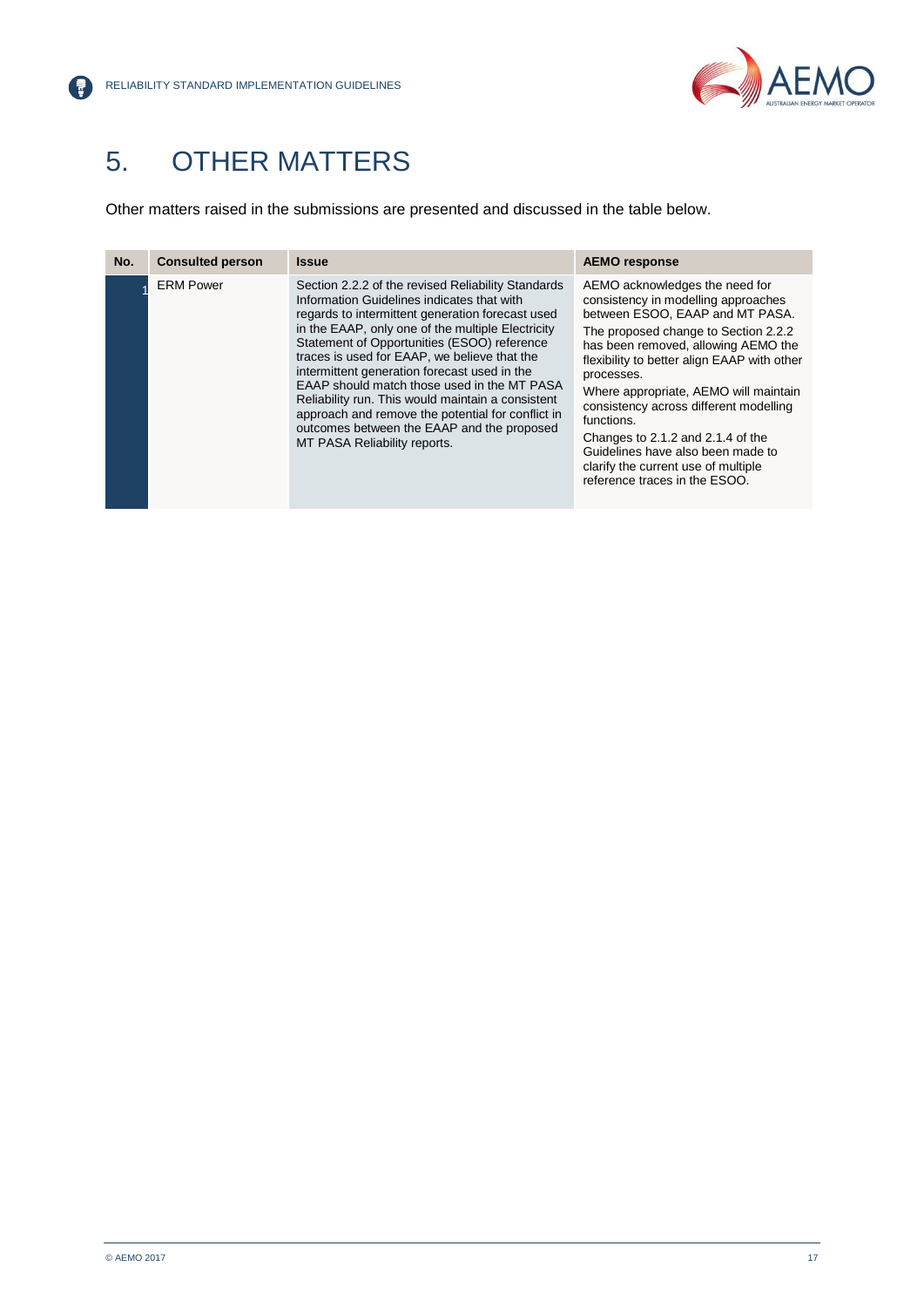# 5. OTHER MATTERS

Other matters raised in the submissions are presented and discussed in the table below.

| No. | Consulted person | Issue | AEMO response |
|---|---|---|---|
| 1 | ERM Power | Section 2.2.2 of the revised Reliability Standards Information Guidelines indicates that with regards to intermittent generation forecast used in the EAAP, only one of the multiple Electricity Statement of Opportunities (ESOO) reference traces is used for EAAP, we believe that the intermittent generation forecast used in the EAAP should match those used in the MT PASA Reliability run. This would maintain a consistent approach and remove the potential for conflict in outcomes between the EAAP and the proposed MT PASA Reliability reports. | AEMO acknowledges the need for consistency in modelling approaches between ESOO, EAAP and MT PASA.<br>The proposed change to Section 2.2.2 has been removed, allowing AEMO the flexibility to better align EAAP with other processes.<br>Where appropriate, AEMO will maintain consistency across different modelling functions.<br>Changes to 2.1.2 and 2.1.4 of the Guidelines have also been made to clarify the current use of multiple reference traces in the ESOO. |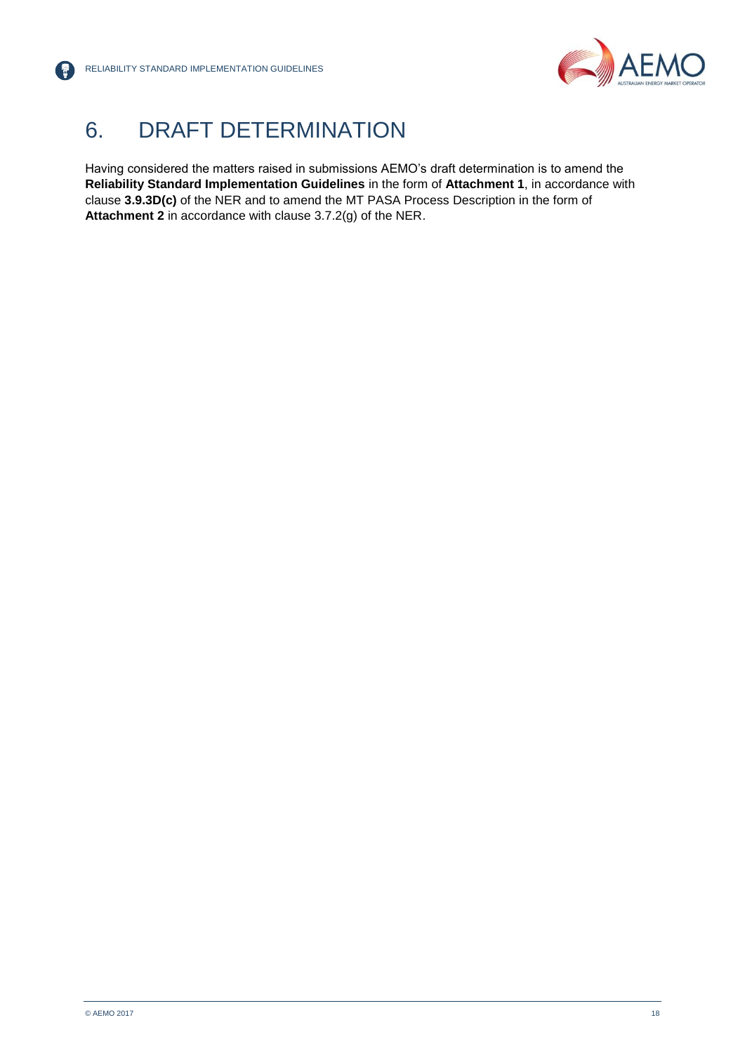# 6. DRAFT DETERMINATION

Having considered the matters raised in submissions AEMO's draft determination is to amend the **Reliability Standard Implementation Guidelines** in the form of **Attachment 1**, in accordance with clause **3.9.3D(c)** of the NER and to amend the MT PASA Process Description in the form of **Attachment 2** in accordance with clause 3.7.2(g) of the NER.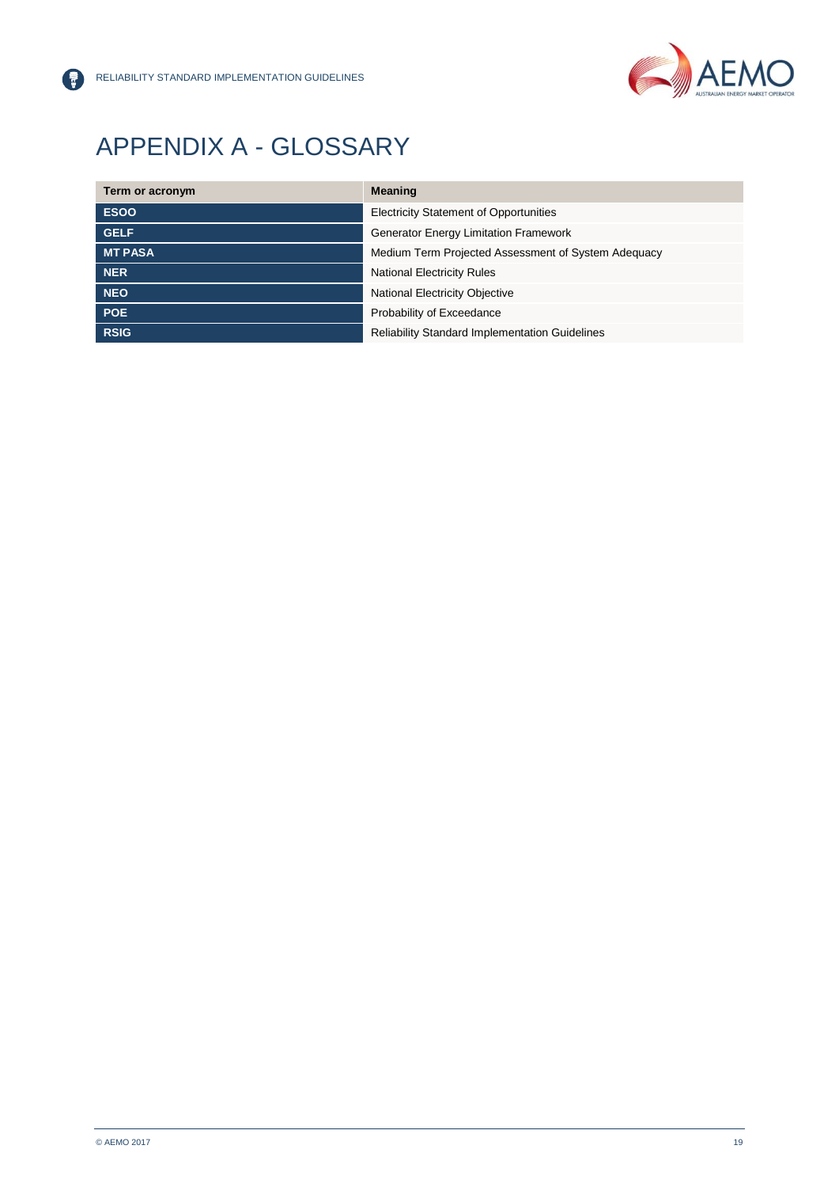# APPENDIX A - GLOSSARY

| Term or acronym | Meaning |
| --- | --- |
| **ESOO** | Electricity Statement of Opportunities |
| **GELF** | Generator Energy Limitation Framework |
| **MT PASA** | Medium Term Projected Assessment of System Adequacy |
| **NER** | National Electricity Rules |
| **NEO** | National Electricity Objective |
| **POE** | Probability of Exceedance |
| **RSIG** | Reliability Standard Implementation Guidelines |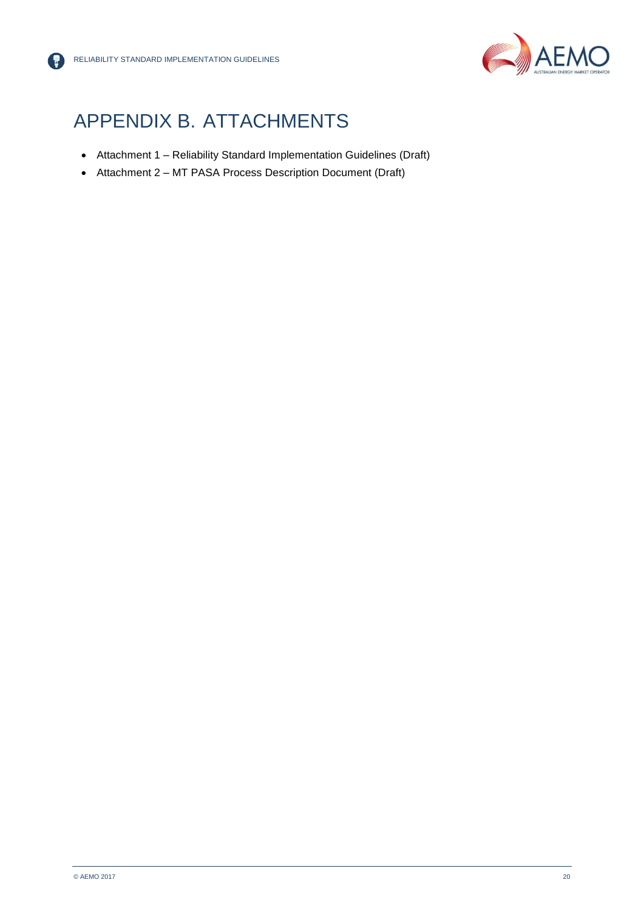# APPENDIX B. ATTACHMENTS

- Attachment 1 – Reliability Standard Implementation Guidelines (Draft)
- Attachment 2 – MT PASA Process Description Document (Draft)